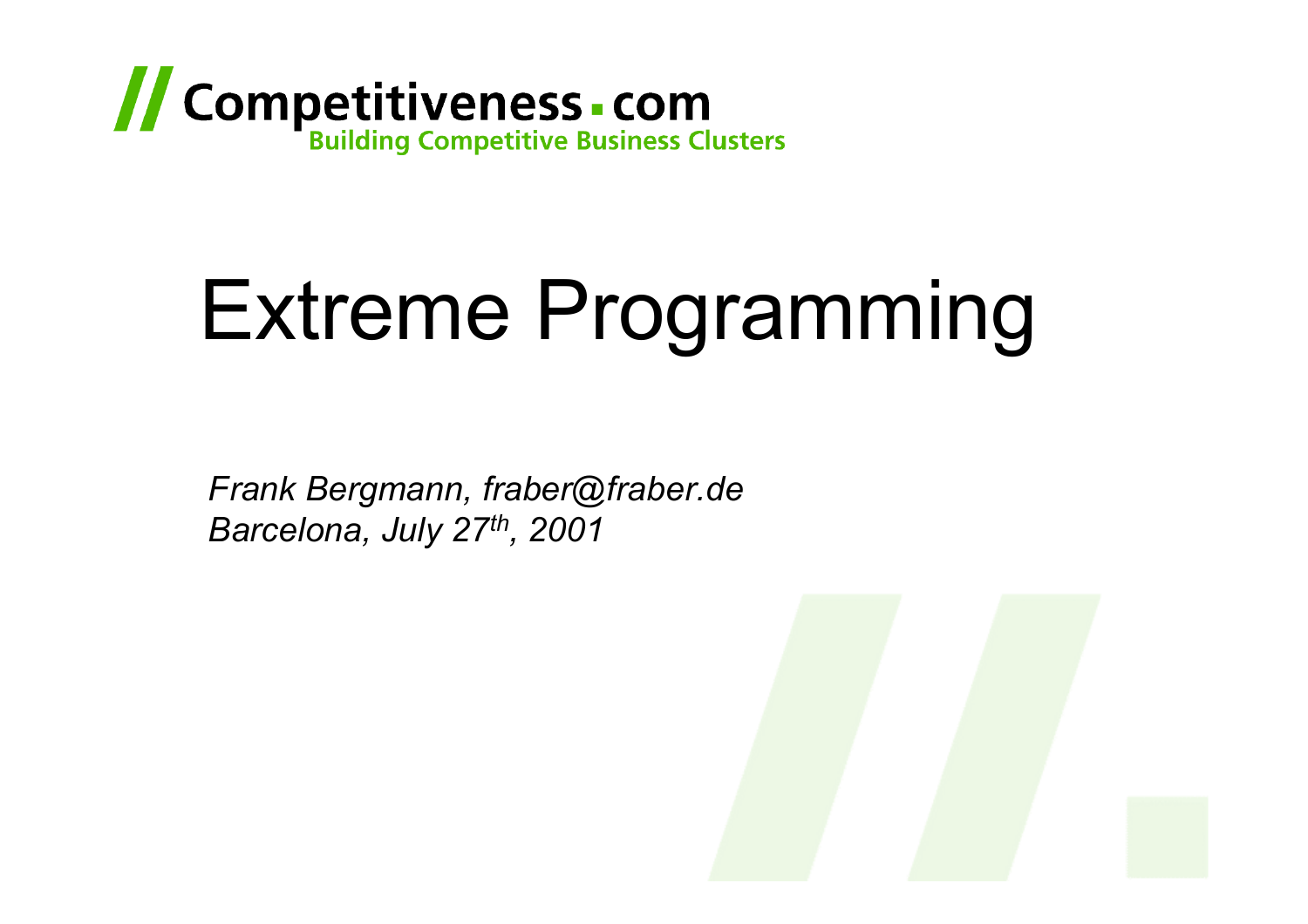Competitiveness.com
Building Competitive Business Clusters

# Extreme Programming

*Frank Bergmann, fraber@fraber.de*
*Barcelona, July 27th, 2001*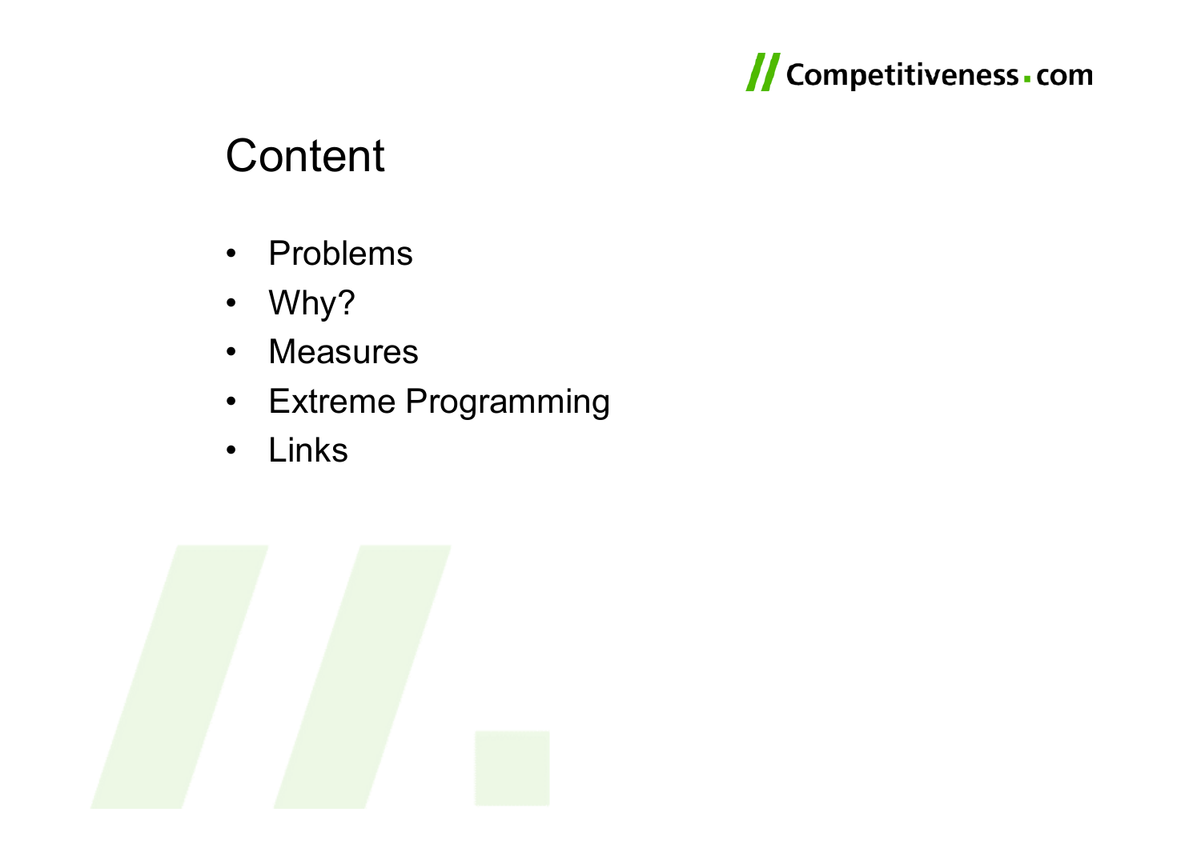# Content

- Problems
- Why?
- Measures
- Extreme Programming
- Links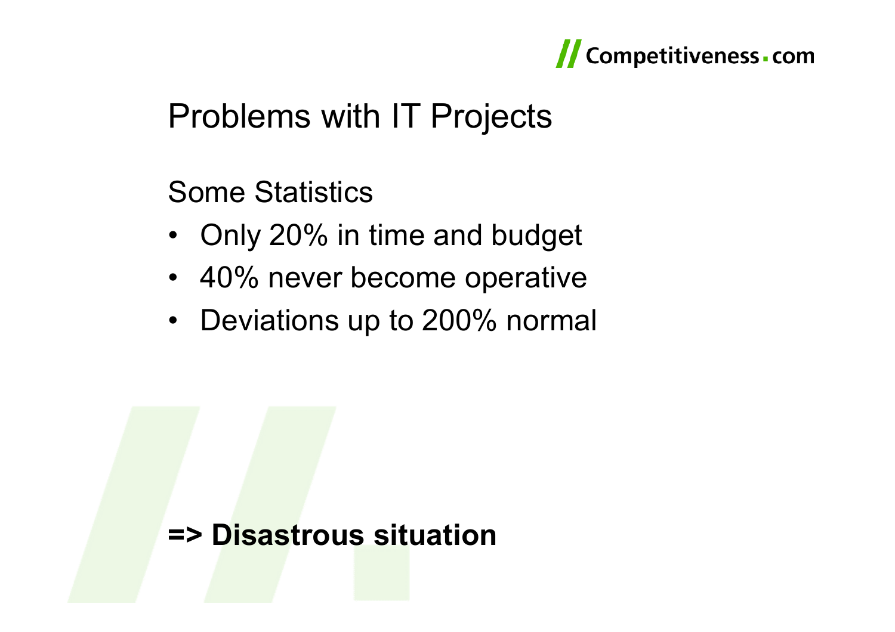# Problems with IT Projects

Some Statistics

- Only 20% in time and budget
- 40% never become operative
- Deviations up to 200% normal

**=> Disastrous situation**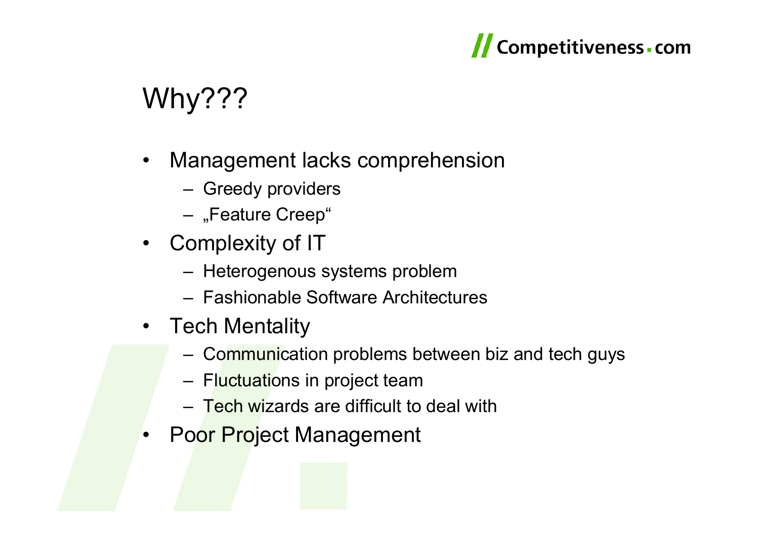# Why???

- Management lacks comprehension
  - Greedy providers
  - „Feature Creep“
- Complexity of IT
  - Heterogenous systems problem
  - Fashionable Software Architectures
- Tech Mentality
  - Communication problems between biz and tech guys
  - Fluctuations in project team
  - Tech wizards are difficult to deal with
- Poor Project Management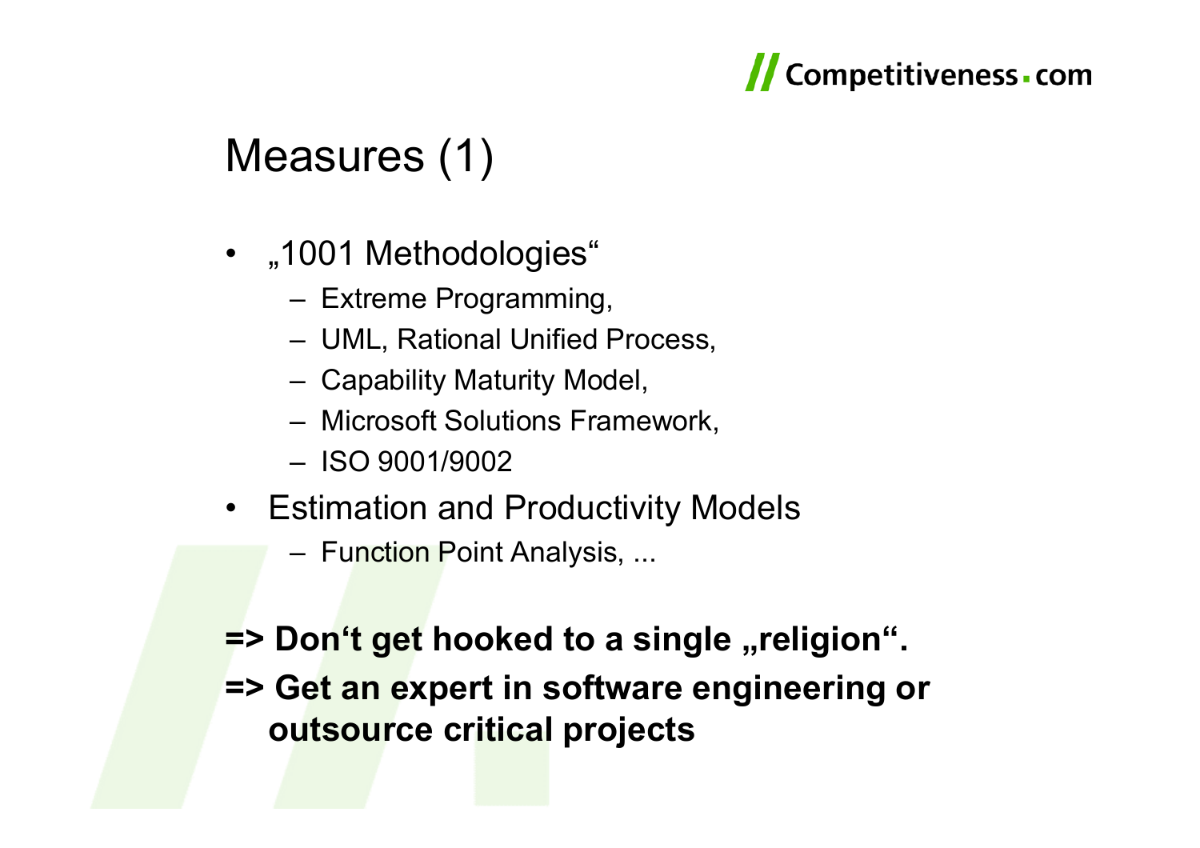# Measures (1)

- „1001 Methodologies“
  - Extreme Programming,
  - UML, Rational Unified Process,
  - Capability Maturity Model,
  - Microsoft Solutions Framework,
  - ISO 9001/9002
- Estimation and Productivity Models
  - Function Point Analysis, ...

**=> Don‘t get hooked to a single „religion“.**

**=> Get an expert in software engineering or outsource critical projects**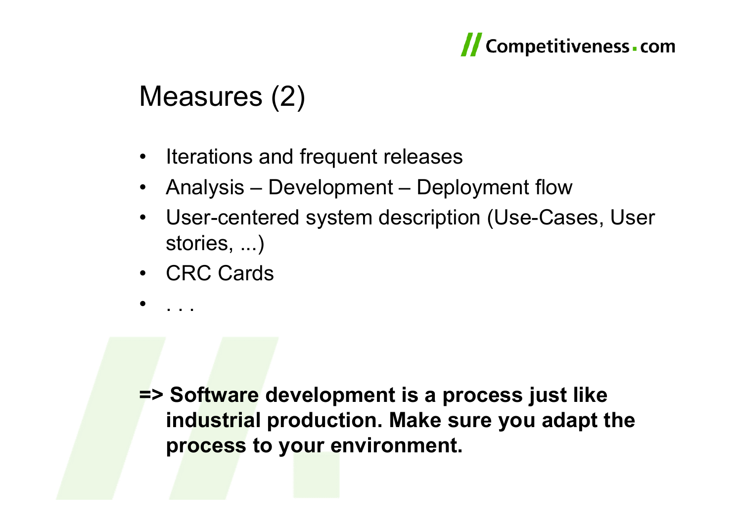# Measures (2)

- Iterations and frequent releases
- Analysis – Development – Deployment flow
- User-centered system description (Use-Cases, User stories, ...)
- CRC Cards
- . . .

**=> Software development is a process just like industrial production. Make sure you adapt the process to your environment.**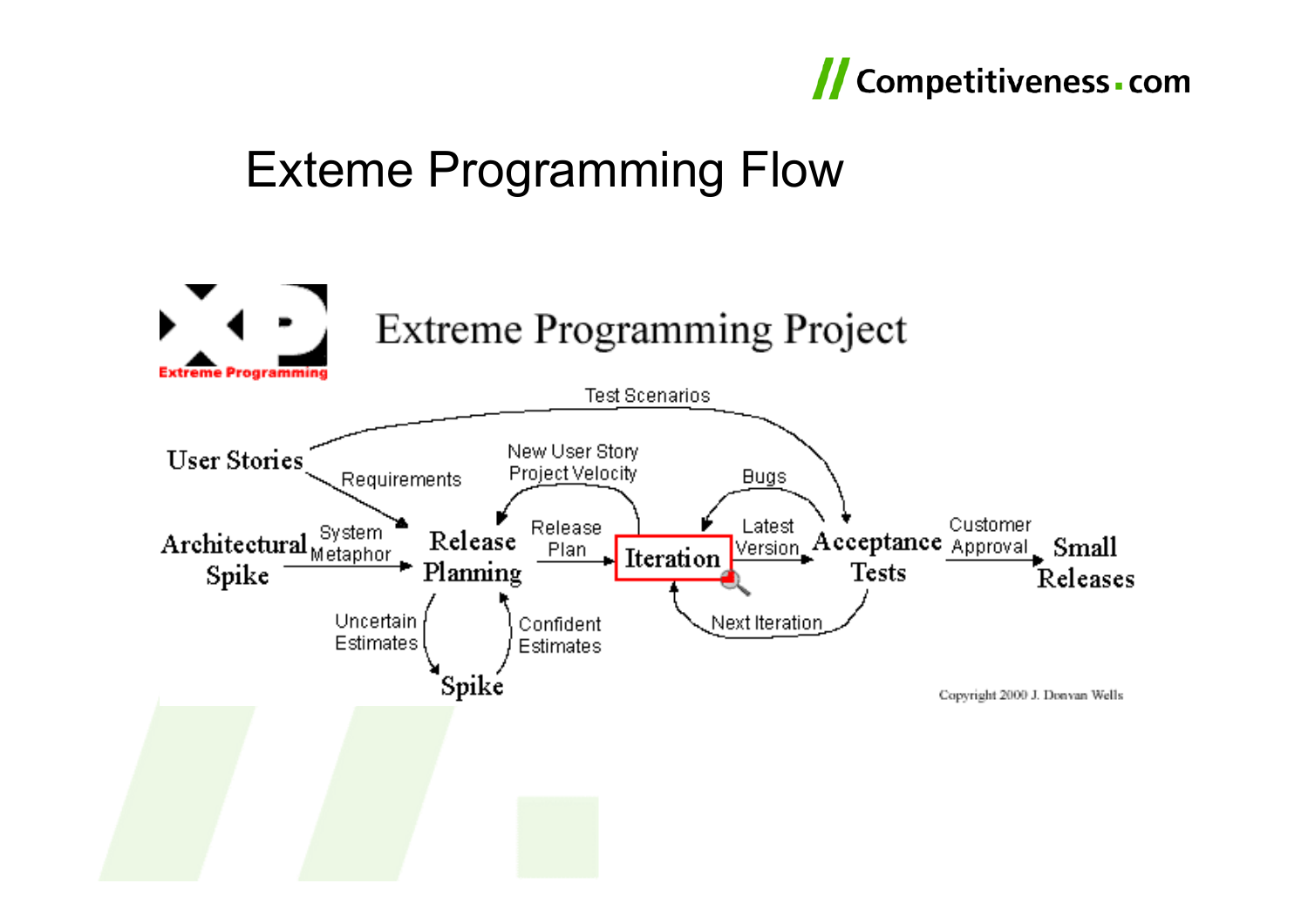# Exteme Programming Flow

Extreme Programming Project

User Stories → Requirements → Release Planning

User Stories → Test Scenarios → Acceptance Tests

Architectural Spike → System Metaphor → Release Planning

Release Planning → Uncertain Estimates → Spike

Spike → Confident Estimates → Release Planning

Release Planning → Release Plan → Iteration

Iteration → New User Story, Project Velocity → Release Planning

Iteration → Latest Version → Acceptance Tests

Acceptance Tests → Bugs → Iteration

Acceptance Tests → Next Iteration → Iteration

Acceptance Tests → Customer Approval → Small Releases

Copyright 2000 J. Donvan Wells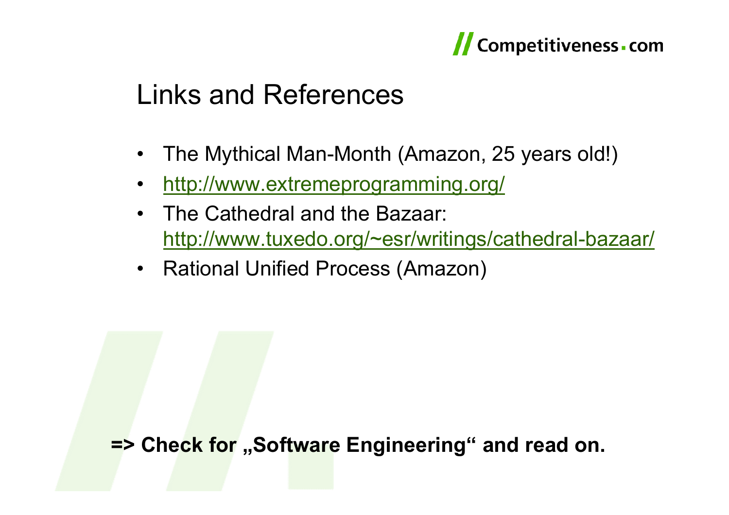# Links and References

- The Mythical Man-Month (Amazon, 25 years old!)
- http://www.extremeprogramming.org/
- The Cathedral and the Bazaar: http://www.tuxedo.org/~esr/writings/cathedral-bazaar/
- Rational Unified Process (Amazon)

**=> Check for „Software Engineering“ and read on.**